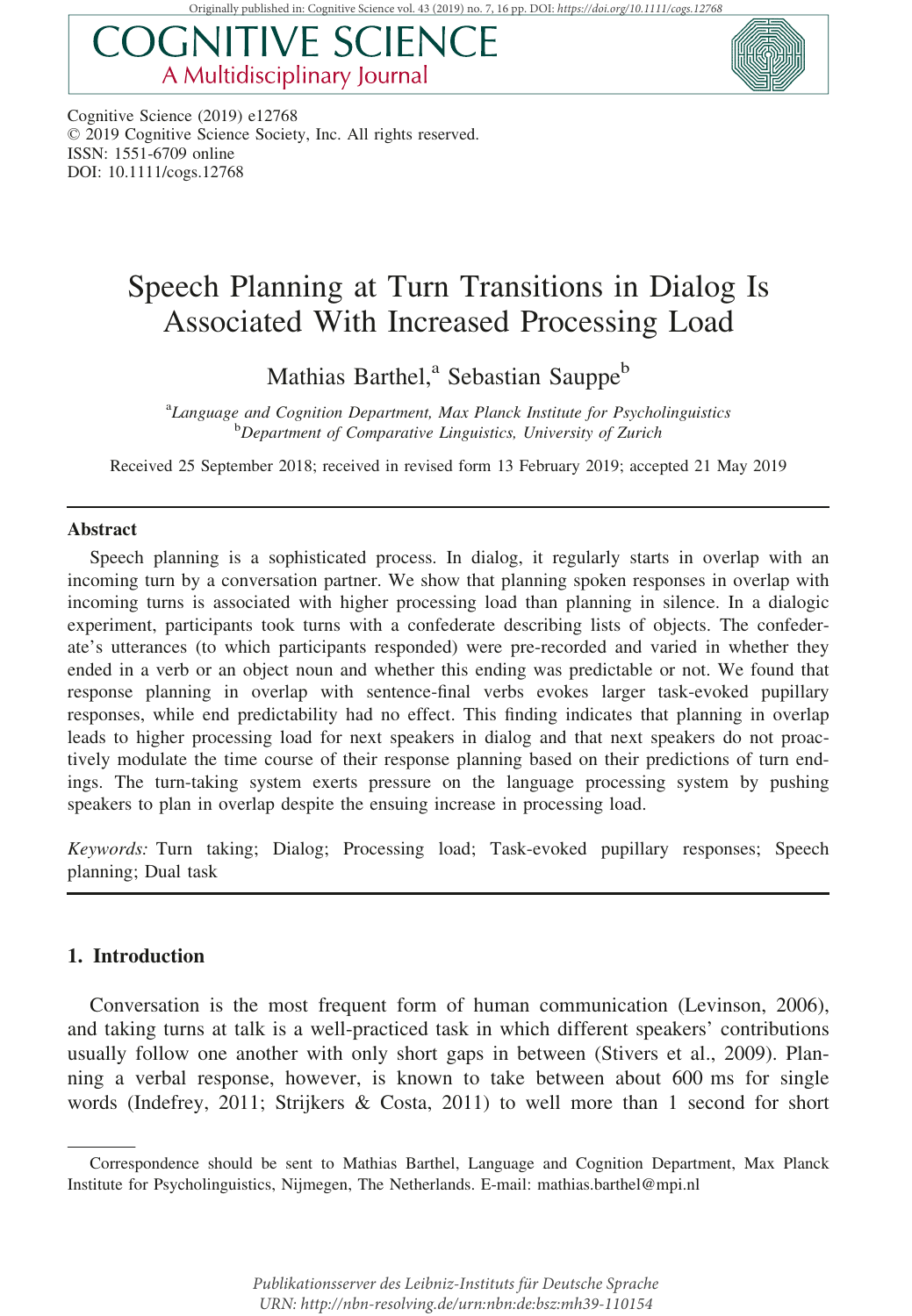# Speech Planning at Turn Transitions in Dialog Is Associated With Increased Processing Load

Mathias Barthel,[a] Sebastian Sauppe[b]

[a]*Language and Cognition Department, Max Planck Institute for Psycholinguistics*
[b]*Department of Comparative Linguistics, University of Zurich*

Received 25 September 2018; received in revised form 13 February 2019; accepted 21 May 2019

## Abstract

Speech planning is a sophisticated process. In dialog, it regularly starts in overlap with an incoming turn by a conversation partner. We show that planning spoken responses in overlap with incoming turns is associated with higher processing load than planning in silence. In a dialogic experiment, participants took turns with a confederate describing lists of objects. The confederate's utterances (to which participants responded) were pre-recorded and varied in whether they ended in a verb or an object noun and whether this ending was predictable or not. We found that response planning in overlap with sentence-final verbs evokes larger task-evoked pupillary responses, while end predictability had no effect. This finding indicates that planning in overlap leads to higher processing load for next speakers in dialog and that next speakers do not proactively modulate the time course of their response planning based on their predictions of turn endings. The turn-taking system exerts pressure on the language processing system by pushing speakers to plan in overlap despite the ensuing increase in processing load.

*Keywords:* Turn taking; Dialog; Processing load; Task-evoked pupillary responses; Speech planning; Dual task

## 1. Introduction

Conversation is the most frequent form of human communication (Levinson, 2006), and taking turns at talk is a well-practiced task in which different speakers' contributions usually follow one another with only short gaps in between (Stivers et al., 2009). Planning a verbal response, however, is known to take between about 600 ms for single words (Indefrey, 2011; Strijkers & Costa, 2011) to well more than 1 second for short

---

Correspondence should be sent to Mathias Barthel, Language and Cognition Department, Max Planck Institute for Psycholinguistics, Nijmegen, The Netherlands. E-mail: mathias.barthel@mpi.nl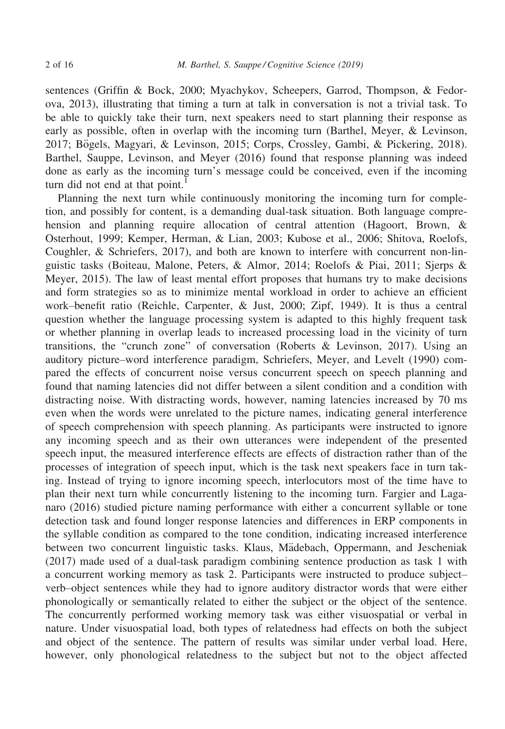sentences (Griffin & Bock, 2000; Myachykov, Scheepers, Garrod, Thompson, & Fedorova, 2013), illustrating that timing a turn at talk in conversation is not a trivial task. To be able to quickly take their turn, next speakers need to start planning their response as early as possible, often in overlap with the incoming turn (Barthel, Meyer, & Levinson, 2017; Bögels, Magyari, & Levinson, 2015; Corps, Crossley, Gambi, & Pickering, 2018). Barthel, Sauppe, Levinson, and Meyer (2016) found that response planning was indeed done as early as the incoming turn's message could be conceived, even if the incoming turn did not end at that point.[1]

Planning the next turn while continuously monitoring the incoming turn for completion, and possibly for content, is a demanding dual-task situation. Both language comprehension and planning require allocation of central attention (Hagoort, Brown, & Osterhout, 1999; Kemper, Herman, & Lian, 2003; Kubose et al., 2006; Shitova, Roelofs, Coughler, & Schriefers, 2017), and both are known to interfere with concurrent non-linguistic tasks (Boiteau, Malone, Peters, & Almor, 2014; Roelofs & Piai, 2011; Sjerps & Meyer, 2015). The law of least mental effort proposes that humans try to make decisions and form strategies so as to minimize mental workload in order to achieve an efficient work–benefit ratio (Reichle, Carpenter, & Just, 2000; Zipf, 1949). It is thus a central question whether the language processing system is adapted to this highly frequent task or whether planning in overlap leads to increased processing load in the vicinity of turn transitions, the "crunch zone" of conversation (Roberts & Levinson, 2017). Using an auditory picture–word interference paradigm, Schriefers, Meyer, and Levelt (1990) compared the effects of concurrent noise versus concurrent speech on speech planning and found that naming latencies did not differ between a silent condition and a condition with distracting noise. With distracting words, however, naming latencies increased by 70 ms even when the words were unrelated to the picture names, indicating general interference of speech comprehension with speech planning. As participants were instructed to ignore any incoming speech and as their own utterances were independent of the presented speech input, the measured interference effects are effects of distraction rather than of the processes of integration of speech input, which is the task next speakers face in turn taking. Instead of trying to ignore incoming speech, interlocutors most of the time have to plan their next turn while concurrently listening to the incoming turn. Fargier and Laganaro (2016) studied picture naming performance with either a concurrent syllable or tone detection task and found longer response latencies and differences in ERP components in the syllable condition as compared to the tone condition, indicating increased interference between two concurrent linguistic tasks. Klaus, Mädebach, Oppermann, and Jescheniak (2017) made used of a dual-task paradigm combining sentence production as task 1 with a concurrent working memory as task 2. Participants were instructed to produce subject–verb–object sentences while they had to ignore auditory distractor words that were either phonologically or semantically related to either the subject or the object of the sentence. The concurrently performed working memory task was either visuospatial or verbal in nature. Under visuospatial load, both types of relatedness had effects on both the subject and object of the sentence. The pattern of results was similar under verbal load. Here, however, only phonological relatedness to the subject but not to the object affected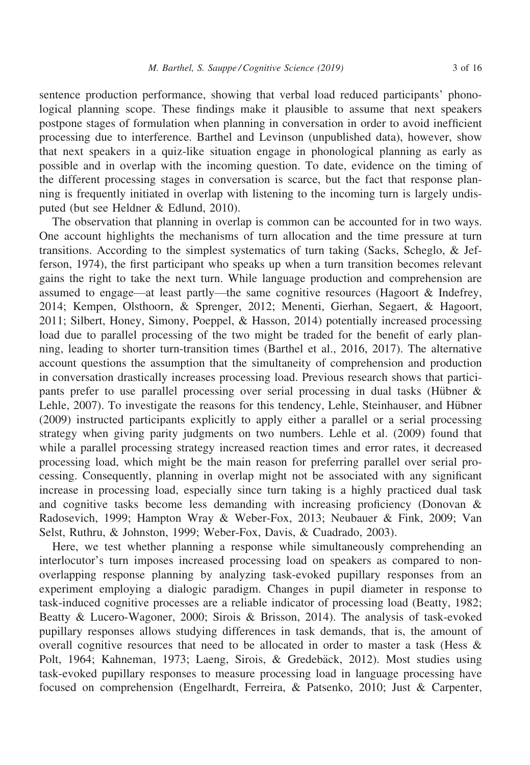sentence production performance, showing that verbal load reduced participants' phonological planning scope. These findings make it plausible to assume that next speakers postpone stages of formulation when planning in conversation in order to avoid inefficient processing due to interference. Barthel and Levinson (unpublished data), however, show that next speakers in a quiz-like situation engage in phonological planning as early as possible and in overlap with the incoming question. To date, evidence on the timing of the different processing stages in conversation is scarce, but the fact that response planning is frequently initiated in overlap with listening to the incoming turn is largely undisputed (but see Heldner & Edlund, 2010).

The observation that planning in overlap is common can be accounted for in two ways. One account highlights the mechanisms of turn allocation and the time pressure at turn transitions. According to the simplest systematics of turn taking (Sacks, Scheglo, & Jefferson, 1974), the first participant who speaks up when a turn transition becomes relevant gains the right to take the next turn. While language production and comprehension are assumed to engage—at least partly—the same cognitive resources (Hagoort & Indefrey, 2014; Kempen, Olsthoorn, & Sprenger, 2012; Menenti, Gierhan, Segaert, & Hagoort, 2011; Silbert, Honey, Simony, Poeppel, & Hasson, 2014) potentially increased processing load due to parallel processing of the two might be traded for the benefit of early planning, leading to shorter turn-transition times (Barthel et al., 2016, 2017). The alternative account questions the assumption that the simultaneity of comprehension and production in conversation drastically increases processing load. Previous research shows that participants prefer to use parallel processing over serial processing in dual tasks (Hübner & Lehle, 2007). To investigate the reasons for this tendency, Lehle, Steinhauser, and Hübner (2009) instructed participants explicitly to apply either a parallel or a serial processing strategy when giving parity judgments on two numbers. Lehle et al. (2009) found that while a parallel processing strategy increased reaction times and error rates, it decreased processing load, which might be the main reason for preferring parallel over serial processing. Consequently, planning in overlap might not be associated with any significant increase in processing load, especially since turn taking is a highly practiced dual task and cognitive tasks become less demanding with increasing proficiency (Donovan & Radosevich, 1999; Hampton Wray & Weber-Fox, 2013; Neubauer & Fink, 2009; Van Selst, Ruthru, & Johnston, 1999; Weber-Fox, Davis, & Cuadrado, 2003).

Here, we test whether planning a response while simultaneously comprehending an interlocutor's turn imposes increased processing load on speakers as compared to non-overlapping response planning by analyzing task-evoked pupillary responses from an experiment employing a dialogic paradigm. Changes in pupil diameter in response to task-induced cognitive processes are a reliable indicator of processing load (Beatty, 1982; Beatty & Lucero-Wagoner, 2000; Sirois & Brisson, 2014). The analysis of task-evoked pupillary responses allows studying differences in task demands, that is, the amount of overall cognitive resources that need to be allocated in order to master a task (Hess & Polt, 1964; Kahneman, 1973; Laeng, Sirois, & Gredebäck, 2012). Most studies using task-evoked pupillary responses to measure processing load in language processing have focused on comprehension (Engelhardt, Ferreira, & Patsenko, 2010; Just & Carpenter,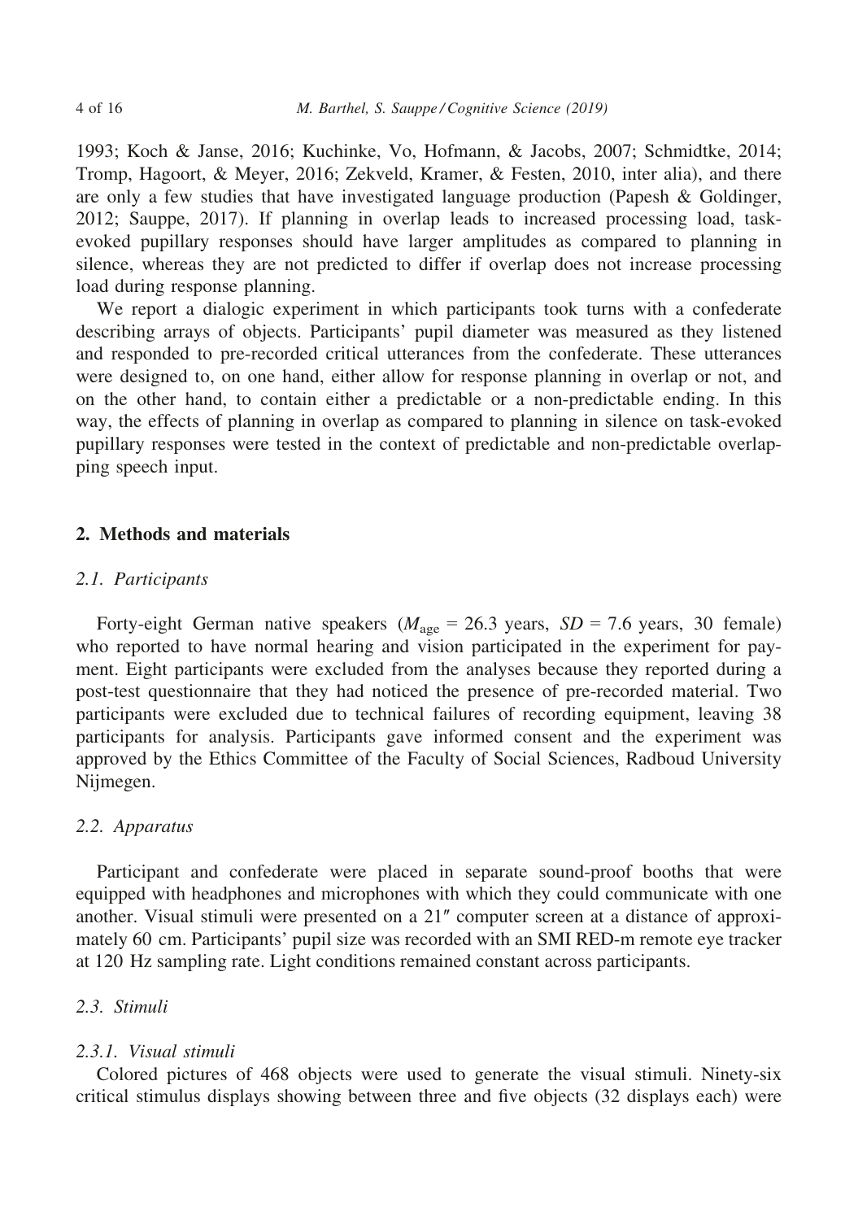1993; Koch & Janse, 2016; Kuchinke, Vo, Hofmann, & Jacobs, 2007; Schmidtke, 2014; Tromp, Hagoort, & Meyer, 2016; Zekveld, Kramer, & Festen, 2010, inter alia), and there are only a few studies that have investigated language production (Papesh & Goldinger, 2012; Sauppe, 2017). If planning in overlap leads to increased processing load, task-evoked pupillary responses should have larger amplitudes as compared to planning in silence, whereas they are not predicted to differ if overlap does not increase processing load during response planning.

We report a dialogic experiment in which participants took turns with a confederate describing arrays of objects. Participants' pupil diameter was measured as they listened and responded to pre-recorded critical utterances from the confederate. These utterances were designed to, on one hand, either allow for response planning in overlap or not, and on the other hand, to contain either a predictable or a non-predictable ending. In this way, the effects of planning in overlap as compared to planning in silence on task-evoked pupillary responses were tested in the context of predictable and non-predictable overlapping speech input.

## 2. Methods and materials

### 2.1. Participants

Forty-eight German native speakers ($M_{age}$ = 26.3 years, $SD$ = 7.6 years, 30 female) who reported to have normal hearing and vision participated in the experiment for payment. Eight participants were excluded from the analyses because they reported during a post-test questionnaire that they had noticed the presence of pre-recorded material. Two participants were excluded due to technical failures of recording equipment, leaving 38 participants for analysis. Participants gave informed consent and the experiment was approved by the Ethics Committee of the Faculty of Social Sciences, Radboud University Nijmegen.

### 2.2. Apparatus

Participant and confederate were placed in separate sound-proof booths that were equipped with headphones and microphones with which they could communicate with one another. Visual stimuli were presented on a 21″ computer screen at a distance of approximately 60 cm. Participants' pupil size was recorded with an SMI RED-m remote eye tracker at 120 Hz sampling rate. Light conditions remained constant across participants.

### 2.3. Stimuli

#### 2.3.1. Visual stimuli

Colored pictures of 468 objects were used to generate the visual stimuli. Ninety-six critical stimulus displays showing between three and five objects (32 displays each) were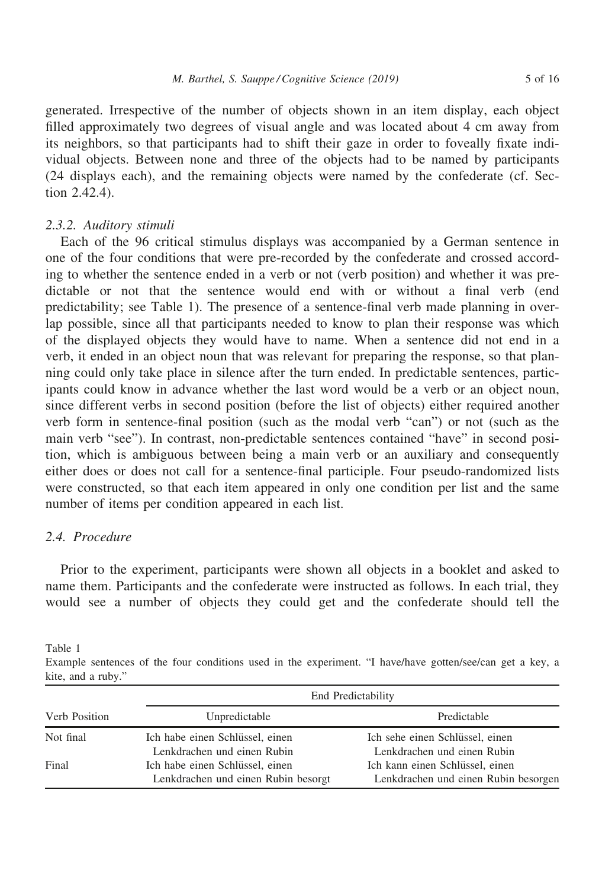generated. Irrespective of the number of objects shown in an item display, each object filled approximately two degrees of visual angle and was located about 4 cm away from its neighbors, so that participants had to shift their gaze in order to foveally fixate individual objects. Between none and three of the objects had to be named by participants (24 displays each), and the remaining objects were named by the confederate (cf. Section 2.42.4).

### 2.3.2. Auditory stimuli

Each of the 96 critical stimulus displays was accompanied by a German sentence in one of the four conditions that were pre-recorded by the confederate and crossed according to whether the sentence ended in a verb or not (verb position) and whether it was predictable or not that the sentence would end with or without a final verb (end predictability; see Table 1). The presence of a sentence-final verb made planning in overlap possible, since all that participants needed to know to plan their response was which of the displayed objects they would have to name. When a sentence did not end in a verb, it ended in an object noun that was relevant for preparing the response, so that planning could only take place in silence after the turn ended. In predictable sentences, participants could know in advance whether the last word would be a verb or an object noun, since different verbs in second position (before the list of objects) either required another verb form in sentence-final position (such as the modal verb "can") or not (such as the main verb "see"). In contrast, non-predictable sentences contained "have" in second position, which is ambiguous between being a main verb or an auxiliary and consequently either does or does not call for a sentence-final participle. Four pseudo-randomized lists were constructed, so that each item appeared in only one condition per list and the same number of items per condition appeared in each list.

## 2.4. Procedure

Prior to the experiment, participants were shown all objects in a booklet and asked to name them. Participants and the confederate were instructed as follows. In each trial, they would see a number of objects they could get and the confederate should tell the

Table 1
Example sentences of the four conditions used in the experiment. "I have/have gotten/see/can get a key, a kite, and a ruby."

| | End Predictability | |
|---|---|---|
| Verb Position | Unpredictable | Predictable |
| Not final | Ich habe einen Schlüssel, einen Lenkdrachen und einen Rubin | Ich sehe einen Schlüssel, einen Lenkdrachen und einen Rubin |
| Final | Ich habe einen Schlüssel, einen Lenkdrachen und einen Rubin besorgt | Ich kann einen Schlüssel, einen Lenkdrachen und einen Rubin besorgen |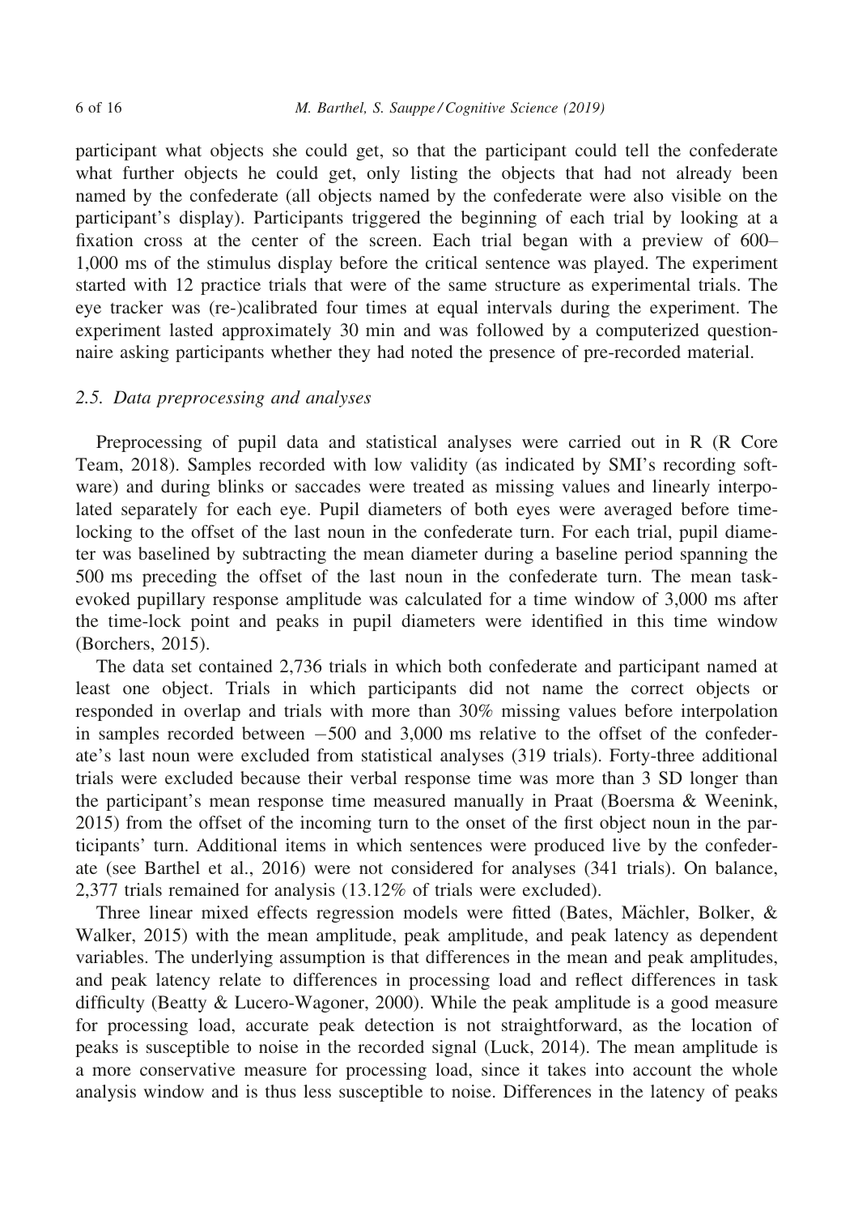participant what objects she could get, so that the participant could tell the confederate what further objects he could get, only listing the objects that had not already been named by the confederate (all objects named by the confederate were also visible on the participant's display). Participants triggered the beginning of each trial by looking at a fixation cross at the center of the screen. Each trial began with a preview of 600–1,000 ms of the stimulus display before the critical sentence was played. The experiment started with 12 practice trials that were of the same structure as experimental trials. The eye tracker was (re-)calibrated four times at equal intervals during the experiment. The experiment lasted approximately 30 min and was followed by a computerized questionnaire asking participants whether they had noted the presence of pre-recorded material.

### *2.5. Data preprocessing and analyses*

Preprocessing of pupil data and statistical analyses were carried out in R (R Core Team, 2018). Samples recorded with low validity (as indicated by SMI's recording software) and during blinks or saccades were treated as missing values and linearly interpolated separately for each eye. Pupil diameters of both eyes were averaged before time-locking to the offset of the last noun in the confederate turn. For each trial, pupil diameter was baselined by subtracting the mean diameter during a baseline period spanning the 500 ms preceding the offset of the last noun in the confederate turn. The mean task-evoked pupillary response amplitude was calculated for a time window of 3,000 ms after the time-lock point and peaks in pupil diameters were identified in this time window (Borchers, 2015).

The data set contained 2,736 trials in which both confederate and participant named at least one object. Trials in which participants did not name the correct objects or responded in overlap and trials with more than 30% missing values before interpolation in samples recorded between −500 and 3,000 ms relative to the offset of the confederate's last noun were excluded from statistical analyses (319 trials). Forty-three additional trials were excluded because their verbal response time was more than 3 SD longer than the participant's mean response time measured manually in Praat (Boersma & Weenink, 2015) from the offset of the incoming turn to the onset of the first object noun in the participants' turn. Additional items in which sentences were produced live by the confederate (see Barthel et al., 2016) were not considered for analyses (341 trials). On balance, 2,377 trials remained for analysis (13.12% of trials were excluded).

Three linear mixed effects regression models were fitted (Bates, Mächler, Bolker, & Walker, 2015) with the mean amplitude, peak amplitude, and peak latency as dependent variables. The underlying assumption is that differences in the mean and peak amplitudes, and peak latency relate to differences in processing load and reflect differences in task difficulty (Beatty & Lucero-Wagoner, 2000). While the peak amplitude is a good measure for processing load, accurate peak detection is not straightforward, as the location of peaks is susceptible to noise in the recorded signal (Luck, 2014). The mean amplitude is a more conservative measure for processing load, since it takes into account the whole analysis window and is thus less susceptible to noise. Differences in the latency of peaks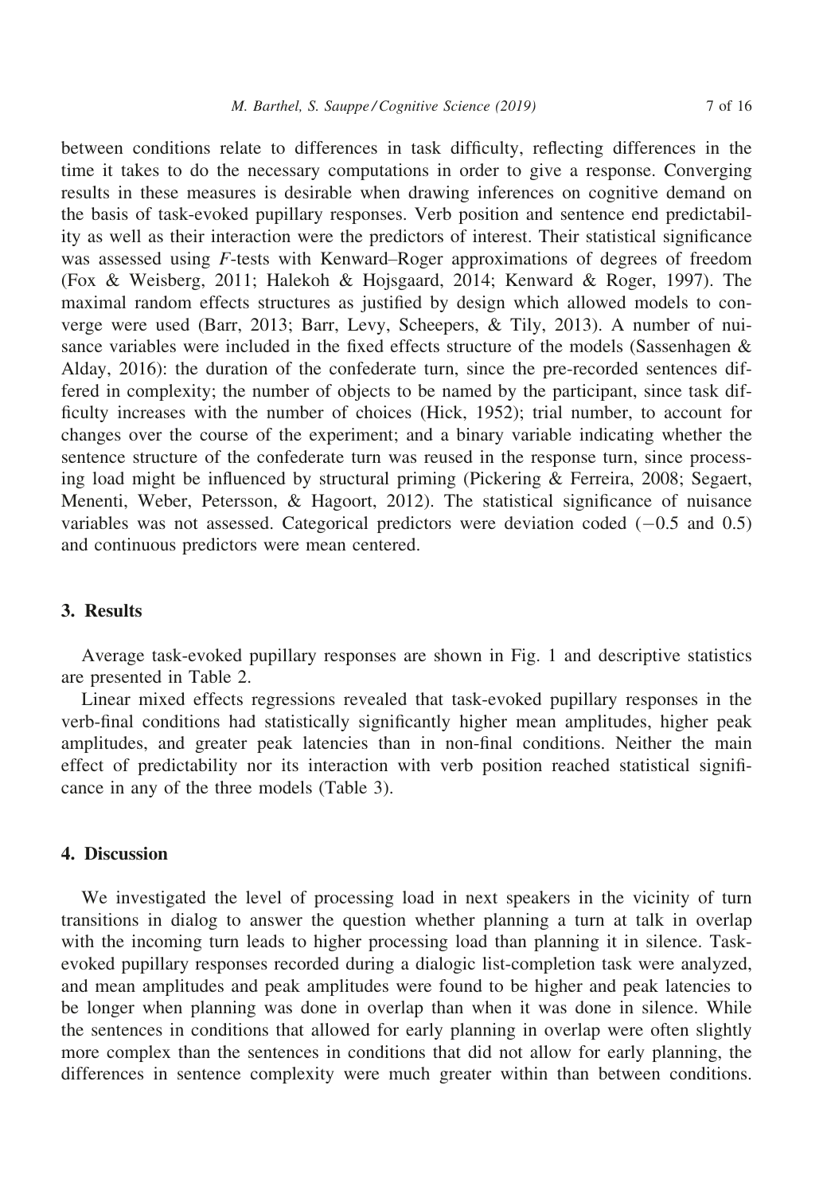between conditions relate to differences in task difficulty, reflecting differences in the time it takes to do the necessary computations in order to give a response. Converging results in these measures is desirable when drawing inferences on cognitive demand on the basis of task-evoked pupillary responses. Verb position and sentence end predictability as well as their interaction were the predictors of interest. Their statistical significance was assessed using *F*-tests with Kenward–Roger approximations of degrees of freedom (Fox & Weisberg, 2011; Halekoh & Hojsgaard, 2014; Kenward & Roger, 1997). The maximal random effects structures as justified by design which allowed models to converge were used (Barr, 2013; Barr, Levy, Scheepers, & Tily, 2013). A number of nuisance variables were included in the fixed effects structure of the models (Sassenhagen & Alday, 2016): the duration of the confederate turn, since the pre-recorded sentences differed in complexity; the number of objects to be named by the participant, since task difficulty increases with the number of choices (Hick, 1952); trial number, to account for changes over the course of the experiment; and a binary variable indicating whether the sentence structure of the confederate turn was reused in the response turn, since processing load might be influenced by structural priming (Pickering & Ferreira, 2008; Segaert, Menenti, Weber, Petersson, & Hagoort, 2012). The statistical significance of nuisance variables was not assessed. Categorical predictors were deviation coded ($-0.5$ and $0.5$) and continuous predictors were mean centered.

## 3. Results

Average task-evoked pupillary responses are shown in Fig. 1 and descriptive statistics are presented in Table 2.

Linear mixed effects regressions revealed that task-evoked pupillary responses in the verb-final conditions had statistically significantly higher mean amplitudes, higher peak amplitudes, and greater peak latencies than in non-final conditions. Neither the main effect of predictability nor its interaction with verb position reached statistical significance in any of the three models (Table 3).

## 4. Discussion

We investigated the level of processing load in next speakers in the vicinity of turn transitions in dialog to answer the question whether planning a turn at talk in overlap with the incoming turn leads to higher processing load than planning it in silence. Task-evoked pupillary responses recorded during a dialogic list-completion task were analyzed, and mean amplitudes and peak amplitudes were found to be higher and peak latencies to be longer when planning was done in overlap than when it was done in silence. While the sentences in conditions that allowed for early planning in overlap were often slightly more complex than the sentences in conditions that did not allow for early planning, the differences in sentence complexity were much greater within than between conditions.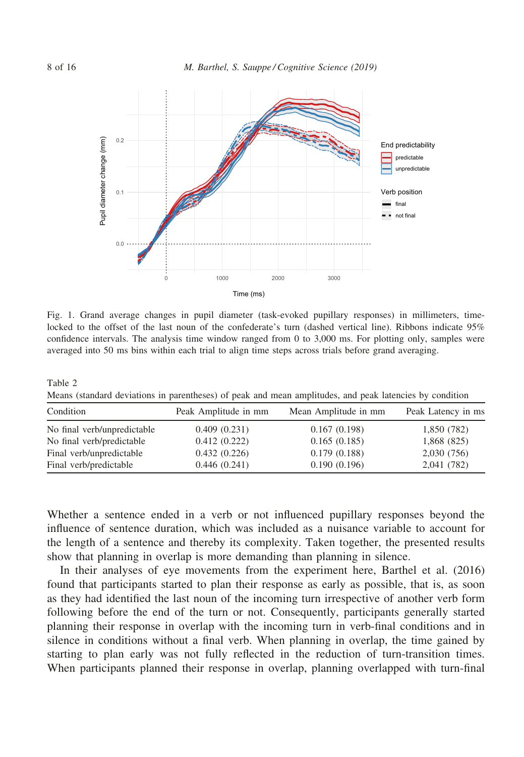Fig. 1. Grand average changes in pupil diameter (task-evoked pupillary responses) in millimeters, time-locked to the offset of the last noun of the confederate's turn (dashed vertical line). Ribbons indicate 95% confidence intervals. The analysis time window ranged from 0 to 3,000 ms. For plotting only, samples were averaged into 50 ms bins within each trial to align time steps across trials before grand averaging.

Table 2
Means (standard deviations in parentheses) of peak and mean amplitudes, and peak latencies by condition

| Condition | Peak Amplitude in mm | Mean Amplitude in mm | Peak Latency in ms |
| --- | --- | --- | --- |
| No final verb/unpredictable | 0.409 (0.231) | 0.167 (0.198) | 1,850 (782) |
| No final verb/predictable | 0.412 (0.222) | 0.165 (0.185) | 1,868 (825) |
| Final verb/unpredictable | 0.432 (0.226) | 0.179 (0.188) | 2,030 (756) |
| Final verb/predictable | 0.446 (0.241) | 0.190 (0.196) | 2,041 (782) |

Whether a sentence ended in a verb or not influenced pupillary responses beyond the influence of sentence duration, which was included as a nuisance variable to account for the length of a sentence and thereby its complexity. Taken together, the presented results show that planning in overlap is more demanding than planning in silence.

In their analyses of eye movements from the experiment here, Barthel et al. (2016) found that participants started to plan their response as early as possible, that is, as soon as they had identified the last noun of the incoming turn irrespective of another verb form following before the end of the turn or not. Consequently, participants generally started planning their response in overlap with the incoming turn in verb-final conditions and in silence in conditions without a final verb. When planning in overlap, the time gained by starting to plan early was not fully reflected in the reduction of turn-transition times. When participants planned their response in overlap, planning overlapped with turn-final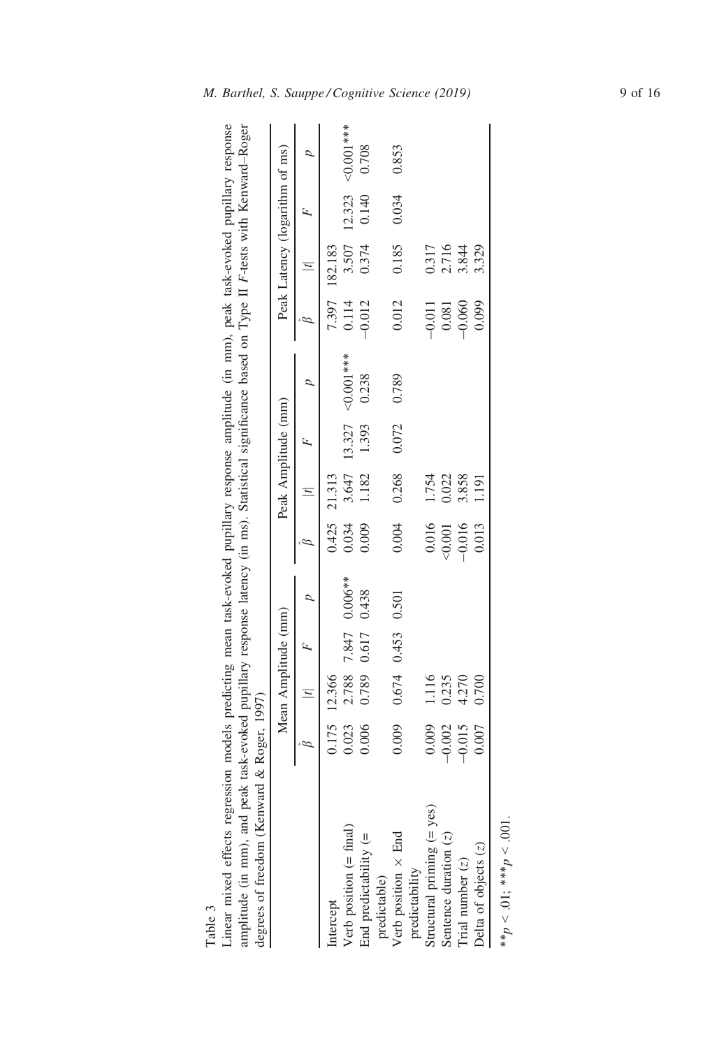Table 3

Linear mixed effects regression models predicting mean task-evoked pupillary response amplitude (in mm), peak task-evoked pupillary response amplitude (in mm), and peak task-evoked pupillary response latency (in ms). Statistical significance based on Type II $F$-tests with Kenward–Roger degrees of freedom (Kenward & Roger, 1997)

| | Mean Amplitude (mm) | | | | Peak Amplitude (mm) | | | | Peak Latency (logarithm of ms) | | | |
|---|---|---|---|---|---|---|---|---|---|---|---|---|
| | $\hat{\beta}$ | $\lvert t \rvert$ | $F$ | $p$ | $\hat{\beta}$ | $\lvert t \rvert$ | $F$ | $p$ | $\hat{\beta}$ | $\lvert t \rvert$ | $F$ | $p$ |
| Intercept | 0.175 | 12.366 | | | 0.425 | 21.313 | | | 7.397 | 182.183 | | |
| Verb position (= final) | 0.023 | 2.788 | 7.847 | 0.006** | 0.034 | 3.647 | 13.327 | <0.001*** | 0.114 | 3.507 | 12.323 | <0.001*** |
| End predictability (= predictable) | 0.006 | 0.789 | 0.617 | 0.438 | 0.009 | 1.182 | 1.393 | 0.238 | −0.012 | 0.374 | 0.140 | 0.708 |
| Verb position × End predictability | 0.009 | 0.674 | 0.453 | 0.501 | 0.004 | 0.268 | 0.072 | 0.789 | 0.012 | 0.185 | 0.034 | 0.853 |
| Structural priming (= yes) | 0.009 | 1.116 | | | 0.016 | 1.754 | | | −0.011 | 0.317 | | |
| Sentence duration ($z$) | −0.002 | 0.235 | | | <0.001 | 0.022 | | | 0.081 | 2.716 | | |
| Trial number ($z$) | −0.015 | 4.270 | | | −0.016 | 3.858 | | | −0.060 | 3.844 | | |
| Delta of objects ($z$) | 0.007 | 0.700 | | | 0.013 | 1.191 | | | 0.099 | 3.329 | | |

**$p < .01$; ***$p < .001$.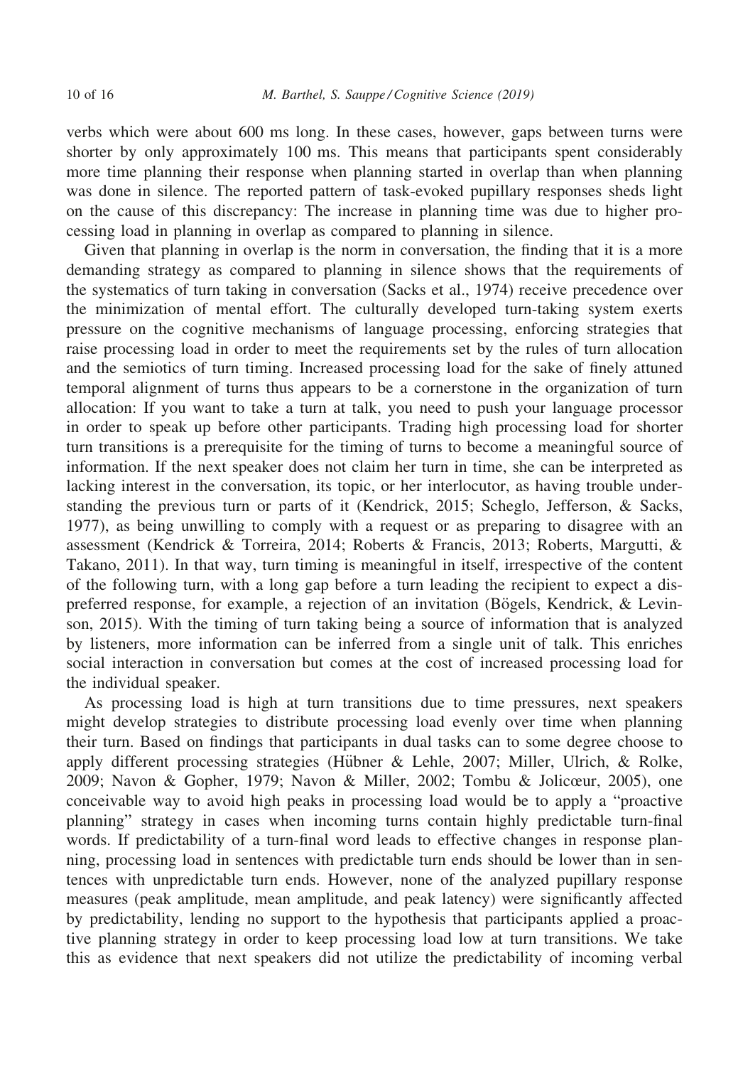verbs which were about 600 ms long. In these cases, however, gaps between turns were shorter by only approximately 100 ms. This means that participants spent considerably more time planning their response when planning started in overlap than when planning was done in silence. The reported pattern of task-evoked pupillary responses sheds light on the cause of this discrepancy: The increase in planning time was due to higher processing load in planning in overlap as compared to planning in silence.

Given that planning in overlap is the norm in conversation, the finding that it is a more demanding strategy as compared to planning in silence shows that the requirements of the systematics of turn taking in conversation (Sacks et al., 1974) receive precedence over the minimization of mental effort. The culturally developed turn-taking system exerts pressure on the cognitive mechanisms of language processing, enforcing strategies that raise processing load in order to meet the requirements set by the rules of turn allocation and the semiotics of turn timing. Increased processing load for the sake of finely attuned temporal alignment of turns thus appears to be a cornerstone in the organization of turn allocation: If you want to take a turn at talk, you need to push your language processor in order to speak up before other participants. Trading high processing load for shorter turn transitions is a prerequisite for the timing of turns to become a meaningful source of information. If the next speaker does not claim her turn in time, she can be interpreted as lacking interest in the conversation, its topic, or her interlocutor, as having trouble understanding the previous turn or parts of it (Kendrick, 2015; Scheglo, Jefferson, & Sacks, 1977), as being unwilling to comply with a request or as preparing to disagree with an assessment (Kendrick & Torreira, 2014; Roberts & Francis, 2013; Roberts, Margutti, & Takano, 2011). In that way, turn timing is meaningful in itself, irrespective of the content of the following turn, with a long gap before a turn leading the recipient to expect a dispreferred response, for example, a rejection of an invitation (Bögels, Kendrick, & Levinson, 2015). With the timing of turn taking being a source of information that is analyzed by listeners, more information can be inferred from a single unit of talk. This enriches social interaction in conversation but comes at the cost of increased processing load for the individual speaker.

As processing load is high at turn transitions due to time pressures, next speakers might develop strategies to distribute processing load evenly over time when planning their turn. Based on findings that participants in dual tasks can to some degree choose to apply different processing strategies (Hübner & Lehle, 2007; Miller, Ulrich, & Rolke, 2009; Navon & Gopher, 1979; Navon & Miller, 2002; Tombu & Jolicœur, 2005), one conceivable way to avoid high peaks in processing load would be to apply a "proactive planning" strategy in cases when incoming turns contain highly predictable turn-final words. If predictability of a turn-final word leads to effective changes in response planning, processing load in sentences with predictable turn ends should be lower than in sentences with unpredictable turn ends. However, none of the analyzed pupillary response measures (peak amplitude, mean amplitude, and peak latency) were significantly affected by predictability, lending no support to the hypothesis that participants applied a proactive planning strategy in order to keep processing load low at turn transitions. We take this as evidence that next speakers did not utilize the predictability of incoming verbal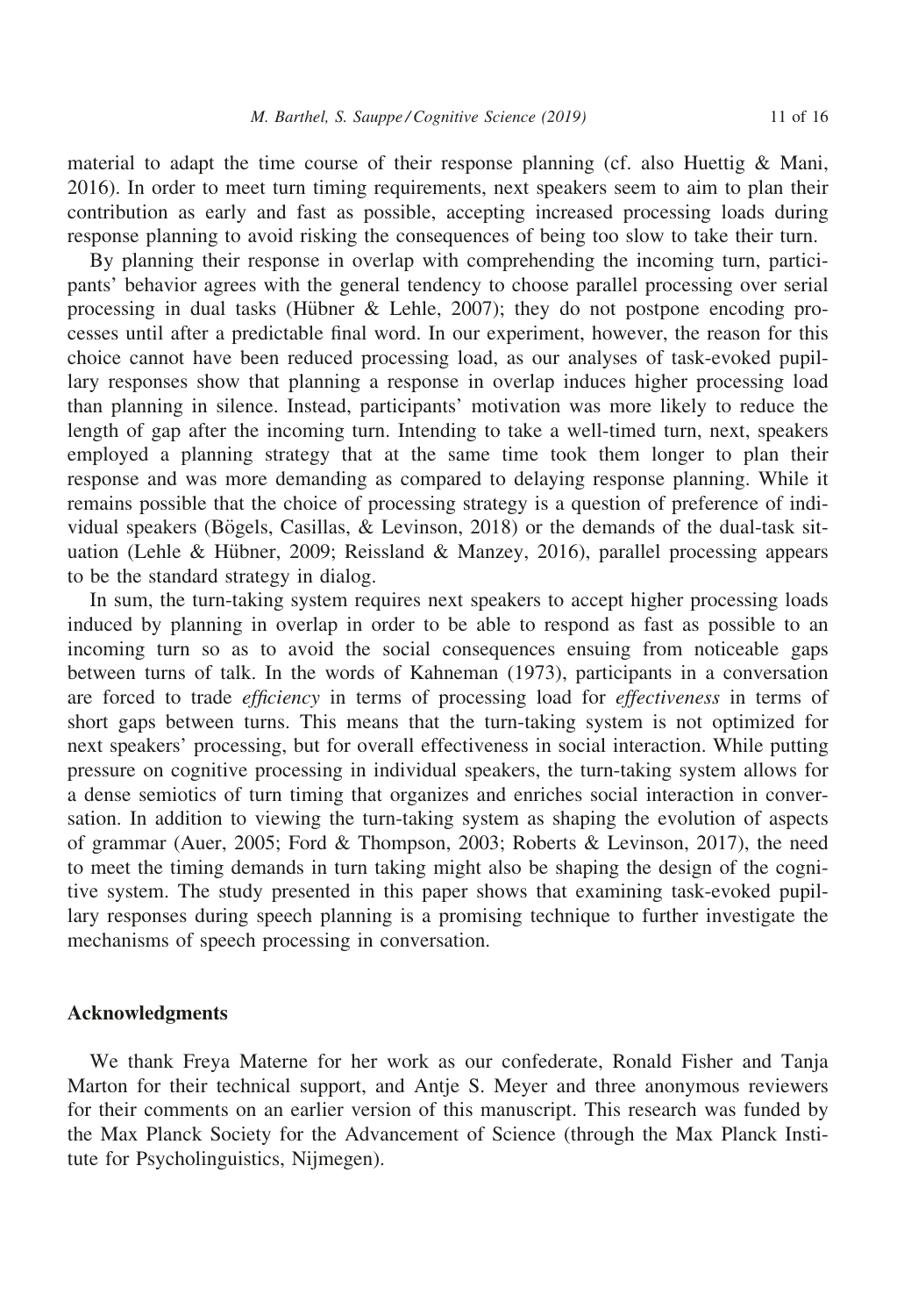material to adapt the time course of their response planning (cf. also Huettig & Mani, 2016). In order to meet turn timing requirements, next speakers seem to aim to plan their contribution as early and fast as possible, accepting increased processing loads during response planning to avoid risking the consequences of being too slow to take their turn.

By planning their response in overlap with comprehending the incoming turn, participants' behavior agrees with the general tendency to choose parallel processing over serial processing in dual tasks (Hübner & Lehle, 2007); they do not postpone encoding processes until after a predictable final word. In our experiment, however, the reason for this choice cannot have been reduced processing load, as our analyses of task-evoked pupillary responses show that planning a response in overlap induces higher processing load than planning in silence. Instead, participants' motivation was more likely to reduce the length of gap after the incoming turn. Intending to take a well-timed turn, next, speakers employed a planning strategy that at the same time took them longer to plan their response and was more demanding as compared to delaying response planning. While it remains possible that the choice of processing strategy is a question of preference of individual speakers (Bögels, Casillas, & Levinson, 2018) or the demands of the dual-task situation (Lehle & Hübner, 2009; Reissland & Manzey, 2016), parallel processing appears to be the standard strategy in dialog.

In sum, the turn-taking system requires next speakers to accept higher processing loads induced by planning in overlap in order to be able to respond as fast as possible to an incoming turn so as to avoid the social consequences ensuing from noticeable gaps between turns of talk. In the words of Kahneman (1973), participants in a conversation are forced to trade *efficiency* in terms of processing load for *effectiveness* in terms of short gaps between turns. This means that the turn-taking system is not optimized for next speakers' processing, but for overall effectiveness in social interaction. While putting pressure on cognitive processing in individual speakers, the turn-taking system allows for a dense semiotics of turn timing that organizes and enriches social interaction in conversation. In addition to viewing the turn-taking system as shaping the evolution of aspects of grammar (Auer, 2005; Ford & Thompson, 2003; Roberts & Levinson, 2017), the need to meet the timing demands in turn taking might also be shaping the design of the cognitive system. The study presented in this paper shows that examining task-evoked pupillary responses during speech planning is a promising technique to further investigate the mechanisms of speech processing in conversation.

## Acknowledgments

We thank Freya Materne for her work as our confederate, Ronald Fisher and Tanja Marton for their technical support, and Antje S. Meyer and three anonymous reviewers for their comments on an earlier version of this manuscript. This research was funded by the Max Planck Society for the Advancement of Science (through the Max Planck Institute for Psycholinguistics, Nijmegen).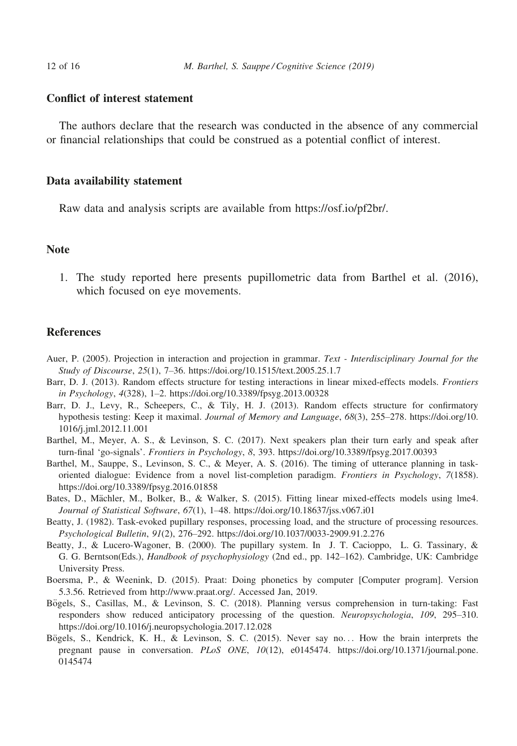## Conflict of interest statement

The authors declare that the research was conducted in the absence of any commercial or financial relationships that could be construed as a potential conflict of interest.

## Data availability statement

Raw data and analysis scripts are available from https://osf.io/pf2br/.

## Note

1. The study reported here presents pupillometric data from Barthel et al. (2016), which focused on eye movements.

## References

Auer, P. (2005). Projection in interaction and projection in grammar. *Text - Interdisciplinary Journal for the Study of Discourse*, *25*(1), 7–36. https://doi.org/10.1515/text.2005.25.1.7

Barr, D. J. (2013). Random effects structure for testing interactions in linear mixed-effects models. *Frontiers in Psychology*, *4*(328), 1–2. https://doi.org/10.3389/fpsyg.2013.00328

Barr, D. J., Levy, R., Scheepers, C., & Tily, H. J. (2013). Random effects structure for confirmatory hypothesis testing: Keep it maximal. *Journal of Memory and Language*, *68*(3), 255–278. https://doi.org/10.1016/j.jml.2012.11.001

Barthel, M., Meyer, A. S., & Levinson, S. C. (2017). Next speakers plan their turn early and speak after turn-final 'go-signals'. *Frontiers in Psychology*, *8*, 393. https://doi.org/10.3389/fpsyg.2017.00393

Barthel, M., Sauppe, S., Levinson, S. C., & Meyer, A. S. (2016). The timing of utterance planning in task-oriented dialogue: Evidence from a novel list-completion paradigm. *Frontiers in Psychology*, *7*(1858). https://doi.org/10.3389/fpsyg.2016.01858

Bates, D., Mächler, M., Bolker, B., & Walker, S. (2015). Fitting linear mixed-effects models using lme4. *Journal of Statistical Software*, *67*(1), 1–48. https://doi.org/10.18637/jss.v067.i01

Beatty, J. (1982). Task-evoked pupillary responses, processing load, and the structure of processing resources. *Psychological Bulletin*, *91*(2), 276–292. https://doi.org/10.1037/0033-2909.91.2.276

Beatty, J., & Lucero-Wagoner, B. (2000). The pupillary system. In J. T. Cacioppo, L. G. Tassinary, & G. G. Berntson(Eds.), *Handbook of psychophysiology* (2nd ed., pp. 142–162). Cambridge, UK: Cambridge University Press.

Boersma, P., & Weenink, D. (2015). Praat: Doing phonetics by computer [Computer program]. Version 5.3.56. Retrieved from http://www.praat.org/. Accessed Jan, 2019.

Bögels, S., Casillas, M., & Levinson, S. C. (2018). Planning versus comprehension in turn-taking: Fast responders show reduced anticipatory processing of the question. *Neuropsychologia*, *109*, 295–310. https://doi.org/10.1016/j.neuropsychologia.2017.12.028

Bögels, S., Kendrick, K. H., & Levinson, S. C. (2015). Never say no... How the brain interprets the pregnant pause in conversation. *PLoS ONE*, *10*(12), e0145474. https://doi.org/10.1371/journal.pone.0145474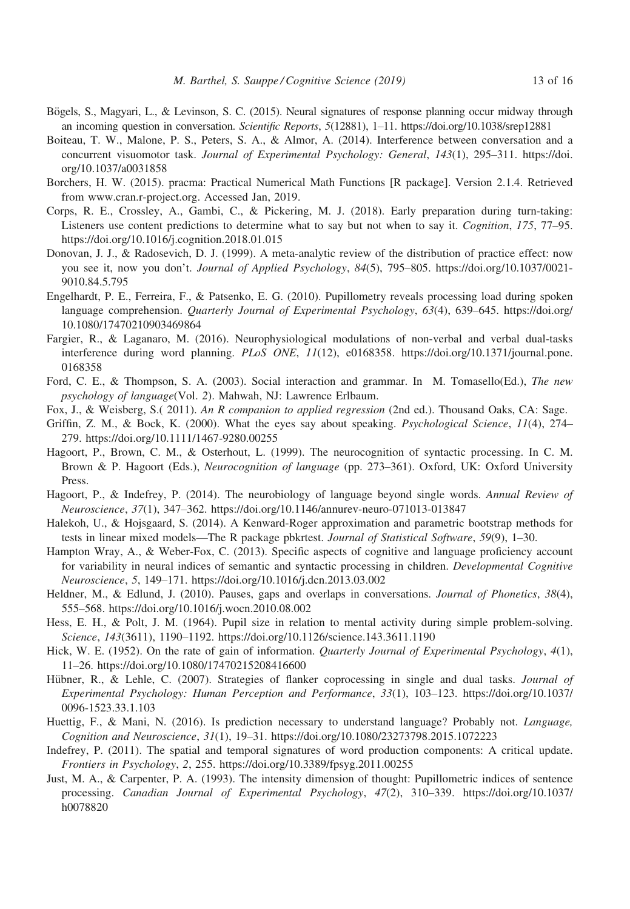Bögels, S., Magyari, L., & Levinson, S. C. (2015). Neural signatures of response planning occur midway through an incoming question in conversation. *Scientific Reports*, *5*(12881), 1–11. https://doi.org/10.1038/srep12881

Boiteau, T. W., Malone, P. S., Peters, S. A., & Almor, A. (2014). Interference between conversation and a concurrent visuomotor task. *Journal of Experimental Psychology: General*, *143*(1), 295–311. https://doi.org/10.1037/a0031858

Borchers, H. W. (2015). pracma: Practical Numerical Math Functions [R package]. Version 2.1.4. Retrieved from www.cran.r-project.org. Accessed Jan, 2019.

Corps, R. E., Crossley, A., Gambi, C., & Pickering, M. J. (2018). Early preparation during turn-taking: Listeners use content predictions to determine what to say but not when to say it. *Cognition*, *175*, 77–95. https://doi.org/10.1016/j.cognition.2018.01.015

Donovan, J. J., & Radosevich, D. J. (1999). A meta-analytic review of the distribution of practice effect: now you see it, now you don't. *Journal of Applied Psychology*, *84*(5), 795–805. https://doi.org/10.1037/0021-9010.84.5.795

Engelhardt, P. E., Ferreira, F., & Patsenko, E. G. (2010). Pupillometry reveals processing load during spoken language comprehension. *Quarterly Journal of Experimental Psychology*, *63*(4), 639–645. https://doi.org/10.1080/17470210903469864

Fargier, R., & Laganaro, M. (2016). Neurophysiological modulations of non-verbal and verbal dual-tasks interference during word planning. *PLoS ONE*, *11*(12), e0168358. https://doi.org/10.1371/journal.pone.0168358

Ford, C. E., & Thompson, S. A. (2003). Social interaction and grammar. In M. Tomasello(Ed.), *The new psychology of language*(Vol. *2*). Mahwah, NJ: Lawrence Erlbaum.

Fox, J., & Weisberg, S.( 2011). *An R companion to applied regression* (2nd ed.). Thousand Oaks, CA: Sage.

Griffin, Z. M., & Bock, K. (2000). What the eyes say about speaking. *Psychological Science*, *11*(4), 274–279. https://doi.org/10.1111/1467-9280.00255

Hagoort, P., Brown, C. M., & Osterhout, L. (1999). The neurocognition of syntactic processing. In C. M. Brown & P. Hagoort (Eds.), *Neurocognition of language* (pp. 273–361). Oxford, UK: Oxford University Press.

Hagoort, P., & Indefrey, P. (2014). The neurobiology of language beyond single words. *Annual Review of Neuroscience*, *37*(1), 347–362. https://doi.org/10.1146/annurev-neuro-071013-013847

Halekoh, U., & Hojsgaard, S. (2014). A Kenward-Roger approximation and parametric bootstrap methods for tests in linear mixed models—The R package pbkrtest. *Journal of Statistical Software*, *59*(9), 1–30.

Hampton Wray, A., & Weber-Fox, C. (2013). Specific aspects of cognitive and language proficiency account for variability in neural indices of semantic and syntactic processing in children. *Developmental Cognitive Neuroscience*, *5*, 149–171. https://doi.org/10.1016/j.dcn.2013.03.002

Heldner, M., & Edlund, J. (2010). Pauses, gaps and overlaps in conversations. *Journal of Phonetics*, *38*(4), 555–568. https://doi.org/10.1016/j.wocn.2010.08.002

Hess, E. H., & Polt, J. M. (1964). Pupil size in relation to mental activity during simple problem-solving. *Science*, *143*(3611), 1190–1192. https://doi.org/10.1126/science.143.3611.1190

Hick, W. E. (1952). On the rate of gain of information. *Quarterly Journal of Experimental Psychology*, *4*(1), 11–26. https://doi.org/10.1080/17470215208416600

Hübner, R., & Lehle, C. (2007). Strategies of flanker coprocessing in single and dual tasks. *Journal of Experimental Psychology: Human Perception and Performance*, *33*(1), 103–123. https://doi.org/10.1037/0096-1523.33.1.103

Huettig, F., & Mani, N. (2016). Is prediction necessary to understand language? Probably not. *Language, Cognition and Neuroscience*, *31*(1), 19–31. https://doi.org/10.1080/23273798.2015.1072223

Indefrey, P. (2011). The spatial and temporal signatures of word production components: A critical update. *Frontiers in Psychology*, *2*, 255. https://doi.org/10.3389/fpsyg.2011.00255

Just, M. A., & Carpenter, P. A. (1993). The intensity dimension of thought: Pupillometric indices of sentence processing. *Canadian Journal of Experimental Psychology*, *47*(2), 310–339. https://doi.org/10.1037/h0078820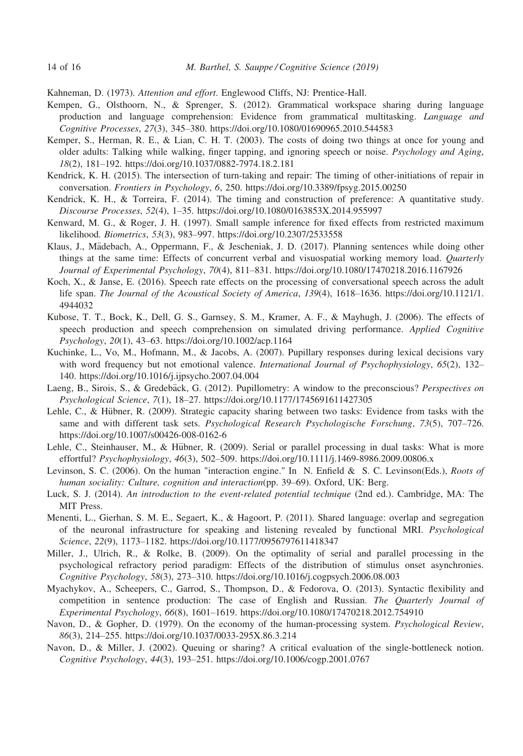Kahneman, D. (1973). *Attention and effort*. Englewood Cliffs, NJ: Prentice-Hall.

Kempen, G., Olsthoorn, N., & Sprenger, S. (2012). Grammatical workspace sharing during language production and language comprehension: Evidence from grammatical multitasking. *Language and Cognitive Processes*, *27*(3), 345–380. https://doi.org/10.1080/01690965.2010.544583

Kemper, S., Herman, R. E., & Lian, C. H. T. (2003). The costs of doing two things at once for young and older adults: Talking while walking, finger tapping, and ignoring speech or noise. *Psychology and Aging*, *18*(2), 181–192. https://doi.org/10.1037/0882-7974.18.2.181

Kendrick, K. H. (2015). The intersection of turn-taking and repair: The timing of other-initiations of repair in conversation. *Frontiers in Psychology*, *6*, 250. https://doi.org/10.3389/fpsyg.2015.00250

Kendrick, K. H., & Torreira, F. (2014). The timing and construction of preference: A quantitative study. *Discourse Processes*, *52*(4), 1–35. https://doi.org/10.1080/0163853X.2014.955997

Kenward, M. G., & Roger, J. H. (1997). Small sample inference for fixed effects from restricted maximum likelihood. *Biometrics*, *53*(3), 983–997. https://doi.org/10.2307/2533558

Klaus, J., Mädebach, A., Oppermann, F., & Jescheniak, J. D. (2017). Planning sentences while doing other things at the same time: Effects of concurrent verbal and visuospatial working memory load. *Quarterly Journal of Experimental Psychology*, *70*(4), 811–831. https://doi.org/10.1080/17470218.2016.1167926

Koch, X., & Janse, E. (2016). Speech rate effects on the processing of conversational speech across the adult life span. *The Journal of the Acoustical Society of America*, *139*(4), 1618–1636. https://doi.org/10.1121/1.4944032

Kubose, T. T., Bock, K., Dell, G. S., Garnsey, S. M., Kramer, A. F., & Mayhugh, J. (2006). The effects of speech production and speech comprehension on simulated driving performance. *Applied Cognitive Psychology*, *20*(1), 43–63. https://doi.org/10.1002/acp.1164

Kuchinke, L., Vo, M., Hofmann, M., & Jacobs, A. (2007). Pupillary responses during lexical decisions vary with word frequency but not emotional valence. *International Journal of Psychophysiology*, *65*(2), 132–140. https://doi.org/10.1016/j.ijpsycho.2007.04.004

Laeng, B., Sirois, S., & Gredebäck, G. (2012). Pupillometry: A window to the preconscious? *Perspectives on Psychological Science*, *7*(1), 18–27. https://doi.org/10.1177/1745691611427305

Lehle, C., & Hübner, R. (2009). Strategic capacity sharing between two tasks: Evidence from tasks with the same and with different task sets. *Psychological Research Psychologische Forschung*, *73*(5), 707–726. https://doi.org/10.1007/s00426-008-0162-6

Lehle, C., Steinhauser, M., & Hübner, R. (2009). Serial or parallel processing in dual tasks: What is more effortful? *Psychophysiology*, *46*(3), 502–509. https://doi.org/10.1111/j.1469-8986.2009.00806.x

Levinson, S. C. (2006). On the human "interaction engine." In N. Enfield & S. C. Levinson(Eds.), *Roots of human sociality: Culture, cognition and interaction*(pp. 39–69). Oxford, UK: Berg.

Luck, S. J. (2014). *An introduction to the event-related potential technique* (2nd ed.). Cambridge, MA: The MIT Press.

Menenti, L., Gierhan, S. M. E., Segaert, K., & Hagoort, P. (2011). Shared language: overlap and segregation of the neuronal infrastructure for speaking and listening revealed by functional MRI. *Psychological Science*, *22*(9), 1173–1182. https://doi.org/10.1177/0956797611418347

Miller, J., Ulrich, R., & Rolke, B. (2009). On the optimality of serial and parallel processing in the psychological refractory period paradigm: Effects of the distribution of stimulus onset asynchronies. *Cognitive Psychology*, *58*(3), 273–310. https://doi.org/10.1016/j.cogpsych.2006.08.003

Myachykov, A., Scheepers, C., Garrod, S., Thompson, D., & Fedorova, O. (2013). Syntactic flexibility and competition in sentence production: The case of English and Russian. *The Quarterly Journal of Experimental Psychology*, *66*(8), 1601–1619. https://doi.org/10.1080/17470218.2012.754910

Navon, D., & Gopher, D. (1979). On the economy of the human-processing system. *Psychological Review*, *86*(3), 214–255. https://doi.org/10.1037/0033-295X.86.3.214

Navon, D., & Miller, J. (2002). Queuing or sharing? A critical evaluation of the single-bottleneck notion. *Cognitive Psychology*, *44*(3), 193–251. https://doi.org/10.1006/cogp.2001.0767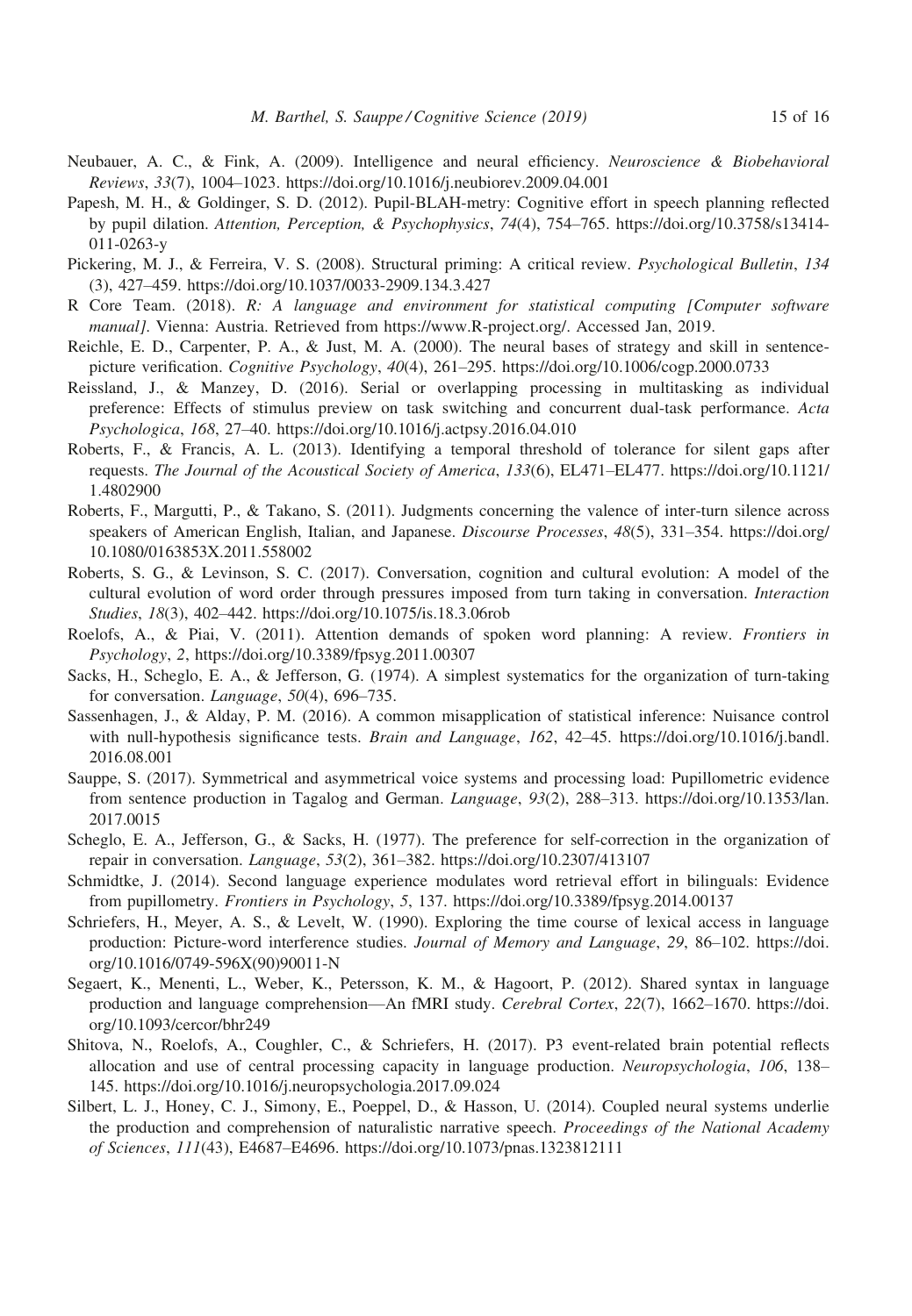Neubauer, A. C., & Fink, A. (2009). Intelligence and neural efficiency. *Neuroscience & Biobehavioral Reviews*, *33*(7), 1004–1023. https://doi.org/10.1016/j.neubiorev.2009.04.001

Papesh, M. H., & Goldinger, S. D. (2012). Pupil-BLAH-metry: Cognitive effort in speech planning reflected by pupil dilation. *Attention, Perception, & Psychophysics*, *74*(4), 754–765. https://doi.org/10.3758/s13414-011-0263-y

Pickering, M. J., & Ferreira, V. S. (2008). Structural priming: A critical review. *Psychological Bulletin*, *134* (3), 427–459. https://doi.org/10.1037/0033-2909.134.3.427

R Core Team. (2018). *R: A language and environment for statistical computing [Computer software manual]*. Vienna: Austria. Retrieved from https://www.R-project.org/. Accessed Jan, 2019.

Reichle, E. D., Carpenter, P. A., & Just, M. A. (2000). The neural bases of strategy and skill in sentence-picture verification. *Cognitive Psychology*, *40*(4), 261–295. https://doi.org/10.1006/cogp.2000.0733

Reissland, J., & Manzey, D. (2016). Serial or overlapping processing in multitasking as individual preference: Effects of stimulus preview on task switching and concurrent dual-task performance. *Acta Psychologica*, *168*, 27–40. https://doi.org/10.1016/j.actpsy.2016.04.010

Roberts, F., & Francis, A. L. (2013). Identifying a temporal threshold of tolerance for silent gaps after requests. *The Journal of the Acoustical Society of America*, *133*(6), EL471–EL477. https://doi.org/10.1121/1.4802900

Roberts, F., Margutti, P., & Takano, S. (2011). Judgments concerning the valence of inter-turn silence across speakers of American English, Italian, and Japanese. *Discourse Processes*, *48*(5), 331–354. https://doi.org/10.1080/0163853X.2011.558002

Roberts, S. G., & Levinson, S. C. (2017). Conversation, cognition and cultural evolution: A model of the cultural evolution of word order through pressures imposed from turn taking in conversation. *Interaction Studies*, *18*(3), 402–442. https://doi.org/10.1075/is.18.3.06rob

Roelofs, A., & Piai, V. (2011). Attention demands of spoken word planning: A review. *Frontiers in Psychology*, *2*, https://doi.org/10.3389/fpsyg.2011.00307

Sacks, H., Scheglo, E. A., & Jefferson, G. (1974). A simplest systematics for the organization of turn-taking for conversation. *Language*, *50*(4), 696–735.

Sassenhagen, J., & Alday, P. M. (2016). A common misapplication of statistical inference: Nuisance control with null-hypothesis significance tests. *Brain and Language*, *162*, 42–45. https://doi.org/10.1016/j.bandl.2016.08.001

Sauppe, S. (2017). Symmetrical and asymmetrical voice systems and processing load: Pupillometric evidence from sentence production in Tagalog and German. *Language*, *93*(2), 288–313. https://doi.org/10.1353/lan.2017.0015

Scheglo, E. A., Jefferson, G., & Sacks, H. (1977). The preference for self-correction in the organization of repair in conversation. *Language*, *53*(2), 361–382. https://doi.org/10.2307/413107

Schmidtke, J. (2014). Second language experience modulates word retrieval effort in bilinguals: Evidence from pupillometry. *Frontiers in Psychology*, *5*, 137. https://doi.org/10.3389/fpsyg.2014.00137

Schriefers, H., Meyer, A. S., & Levelt, W. (1990). Exploring the time course of lexical access in language production: Picture-word interference studies. *Journal of Memory and Language*, *29*, 86–102. https://doi.org/10.1016/0749-596X(90)90011-N

Segaert, K., Menenti, L., Weber, K., Petersson, K. M., & Hagoort, P. (2012). Shared syntax in language production and language comprehension—An fMRI study. *Cerebral Cortex*, *22*(7), 1662–1670. https://doi.org/10.1093/cercor/bhr249

Shitova, N., Roelofs, A., Coughler, C., & Schriefers, H. (2017). P3 event-related brain potential reflects allocation and use of central processing capacity in language production. *Neuropsychologia*, *106*, 138–145. https://doi.org/10.1016/j.neuropsychologia.2017.09.024

Silbert, L. J., Honey, C. J., Simony, E., Poeppel, D., & Hasson, U. (2014). Coupled neural systems underlie the production and comprehension of naturalistic narrative speech. *Proceedings of the National Academy of Sciences*, *111*(43), E4687–E4696. https://doi.org/10.1073/pnas.1323812111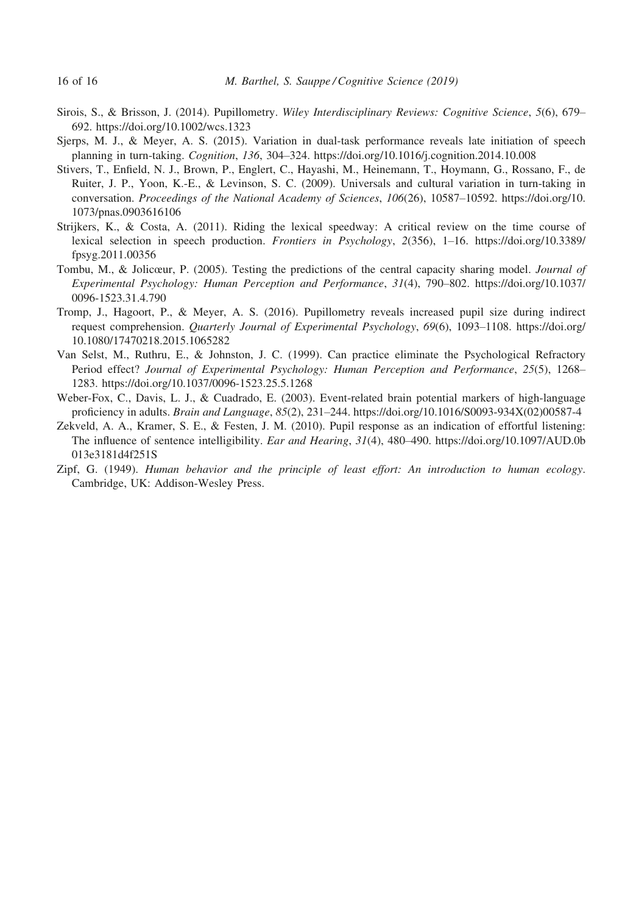Sirois, S., & Brisson, J. (2014). Pupillometry. *Wiley Interdisciplinary Reviews: Cognitive Science*, *5*(6), 679–692. https://doi.org/10.1002/wcs.1323

Sjerps, M. J., & Meyer, A. S. (2015). Variation in dual-task performance reveals late initiation of speech planning in turn-taking. *Cognition*, *136*, 304–324. https://doi.org/10.1016/j.cognition.2014.10.008

Stivers, T., Enfield, N. J., Brown, P., Englert, C., Hayashi, M., Heinemann, T., Hoymann, G., Rossano, F., de Ruiter, J. P., Yoon, K.-E., & Levinson, S. C. (2009). Universals and cultural variation in turn-taking in conversation. *Proceedings of the National Academy of Sciences*, *106*(26), 10587–10592. https://doi.org/10.1073/pnas.0903616106

Strijkers, K., & Costa, A. (2011). Riding the lexical speedway: A critical review on the time course of lexical selection in speech production. *Frontiers in Psychology*, *2*(356), 1–16. https://doi.org/10.3389/fpsyg.2011.00356

Tombu, M., & Jolicœur, P. (2005). Testing the predictions of the central capacity sharing model. *Journal of Experimental Psychology: Human Perception and Performance*, *31*(4), 790–802. https://doi.org/10.1037/0096-1523.31.4.790

Tromp, J., Hagoort, P., & Meyer, A. S. (2016). Pupillometry reveals increased pupil size during indirect request comprehension. *Quarterly Journal of Experimental Psychology*, *69*(6), 1093–1108. https://doi.org/10.1080/17470218.2015.1065282

Van Selst, M., Ruthru, E., & Johnston, J. C. (1999). Can practice eliminate the Psychological Refractory Period effect? *Journal of Experimental Psychology: Human Perception and Performance*, *25*(5), 1268–1283. https://doi.org/10.1037/0096-1523.25.5.1268

Weber-Fox, C., Davis, L. J., & Cuadrado, E. (2003). Event-related brain potential markers of high-language proficiency in adults. *Brain and Language*, *85*(2), 231–244. https://doi.org/10.1016/S0093-934X(02)00587-4

Zekveld, A. A., Kramer, S. E., & Festen, J. M. (2010). Pupil response as an indication of effortful listening: The influence of sentence intelligibility. *Ear and Hearing*, *31*(4), 480–490. https://doi.org/10.1097/AUD.0b013e3181d4f251S

Zipf, G. (1949). *Human behavior and the principle of least effort: An introduction to human ecology*. Cambridge, UK: Addison-Wesley Press.